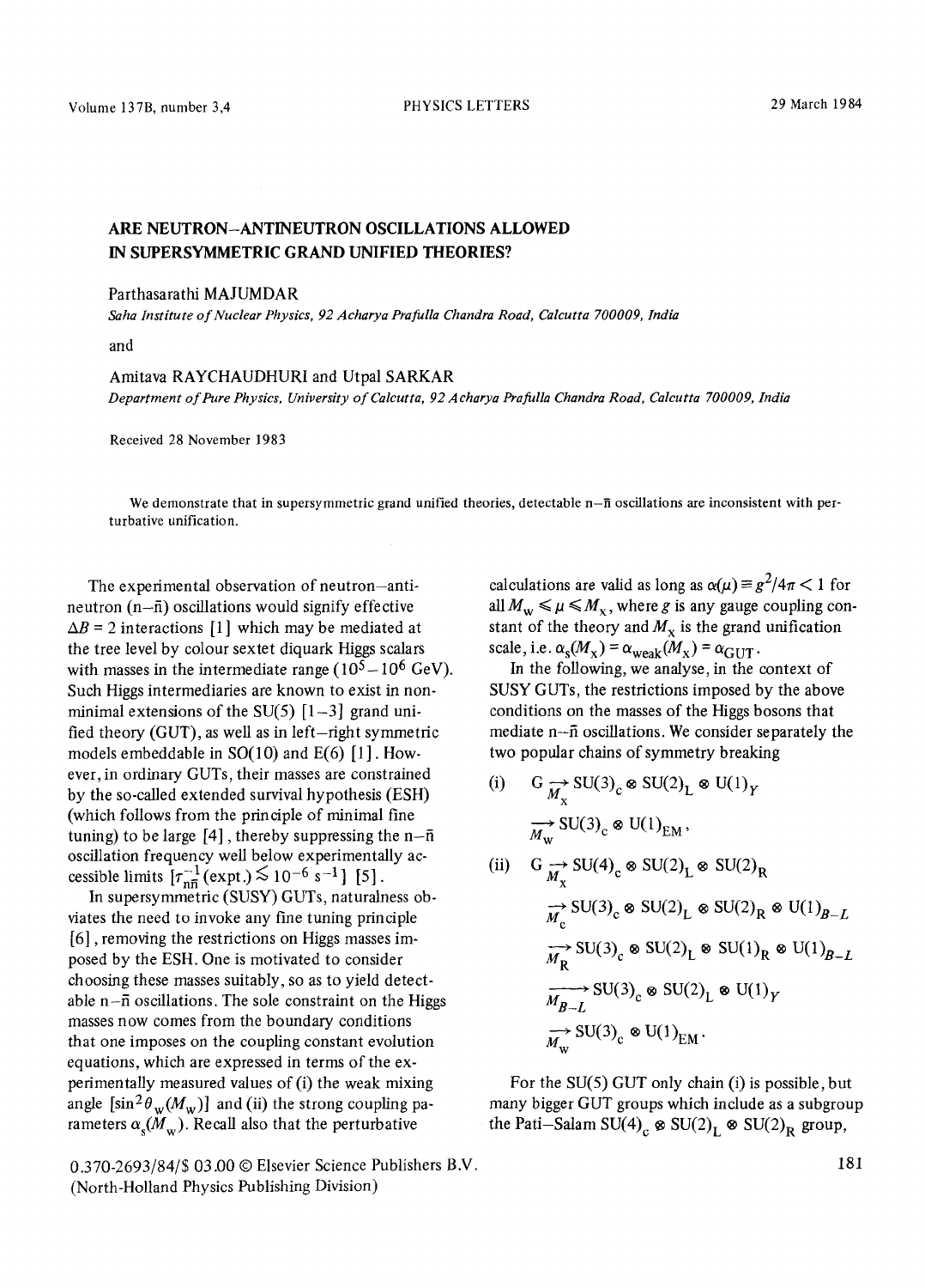# ARE NEUTRON–ANTINEUTRON OSCILLATIONS ALLOWED IN SUPERSYMMETRIC GRAND UNIFIED THEORIES?

Parthasarathi MAJUMDAR

*Saha Institute of Nuclear Physics, 92 Acharya Prafulla Chandra Road, Calcutta 700009, India*

and

Amitava RAYCHAUDHURI and Utpal SARKAR

*Department of Pure Physics, University of Calcutta, 92 Acharya Prafulla Chandra Road, Calcutta 700009, India*

Received 28 November 1983

We demonstrate that in supersymmetric grand unified theories, detectable $n$–$\bar{n}$ oscillations are inconsistent with perturbative unification.

The experimental observation of neutron–antineutron ($n$–$\bar{n}$) oscillations would signify effective $\Delta B = 2$ interactions [1] which may be mediated at the tree level by colour sextet diquark Higgs scalars with masses in the intermediate range ($10^5 - 10^6$ GeV). Such Higgs intermediaries are known to exist in non-minimal extensions of the SU(5) [1–3] grand unified theory (GUT), as well as in left–right symmetric models embeddable in SO(10) and E(6) [1]. However, in ordinary GUTs, their masses are constrained by the so-called extended survival hypothesis (ESH) (which follows from the principle of minimal fine tuning) to be large [4], thereby suppressing the $n$–$\bar{n}$ oscillation frequency well below experimentally accessible limits $[\tau_{n\bar{n}}^{-1}(\text{expt.}) \lesssim 10^{-6}\ \text{s}^{-1}]$ [5].

In supersymmetric (SUSY) GUTs, naturalness obviates the need to invoke any fine tuning principle [6], removing the restrictions on Higgs masses imposed by the ESH. One is motivated to consider choosing these masses suitably, so as to yield detectable $n$–$\bar{n}$ oscillations. The sole constraint on the Higgs masses now comes from the boundary conditions that one imposes on the coupling constant evolution equations, which are expressed in terms of the experimentally measured values of (i) the weak mixing angle $[\sin^2\theta_w(M_w)]$ and (ii) the strong coupling parameters $\alpha_s(M_w)$. Recall also that the perturbative calculations are valid as long as $\alpha(\mu) \equiv g^2/4\pi < 1$ for all $M_w \leqslant \mu \leqslant M_X$, where $g$ is any gauge coupling constant of the theory and $M_X$ is the grand unification scale, i.e. $\alpha_s(M_X) = \alpha_{\text{weak}}(M_X) = \alpha_{\text{GUT}}$.

In the following, we analyse, in the context of SUSY GUTs, the restrictions imposed by the above conditions on the masses of the Higgs bosons that mediate $n$–$\bar{n}$ oscillations. We consider separately the two popular chains of symmetry breaking

(i) $$G \xrightarrow[M_X]{} SU(3)_c \otimes SU(2)_L \otimes U(1)_Y \xrightarrow[M_w]{} SU(3)_c \otimes U(1)_{EM},$$

(ii) $$G \xrightarrow[M_X]{} SU(4)_c \otimes SU(2)_L \otimes SU(2)_R \xrightarrow[M_c]{} SU(3)_c \otimes SU(2)_L \otimes SU(2)_R \otimes U(1)_{B-L} \xrightarrow[M_R]{} SU(3)_c \otimes SU(2)_L \otimes SU(1)_R \otimes U(1)_{B-L} \xrightarrow[M_{B-L}]{} SU(3)_c \otimes SU(2)_L \otimes U(1)_Y \xrightarrow[M_w]{} SU(3)_c \otimes U(1)_{EM}.$$

For the SU(5) GUT only chain (i) is possible, but many bigger GUT groups which include as a subgroup the Pati–Salam $SU(4)_c \otimes SU(2)_L \otimes SU(2)_R$ group,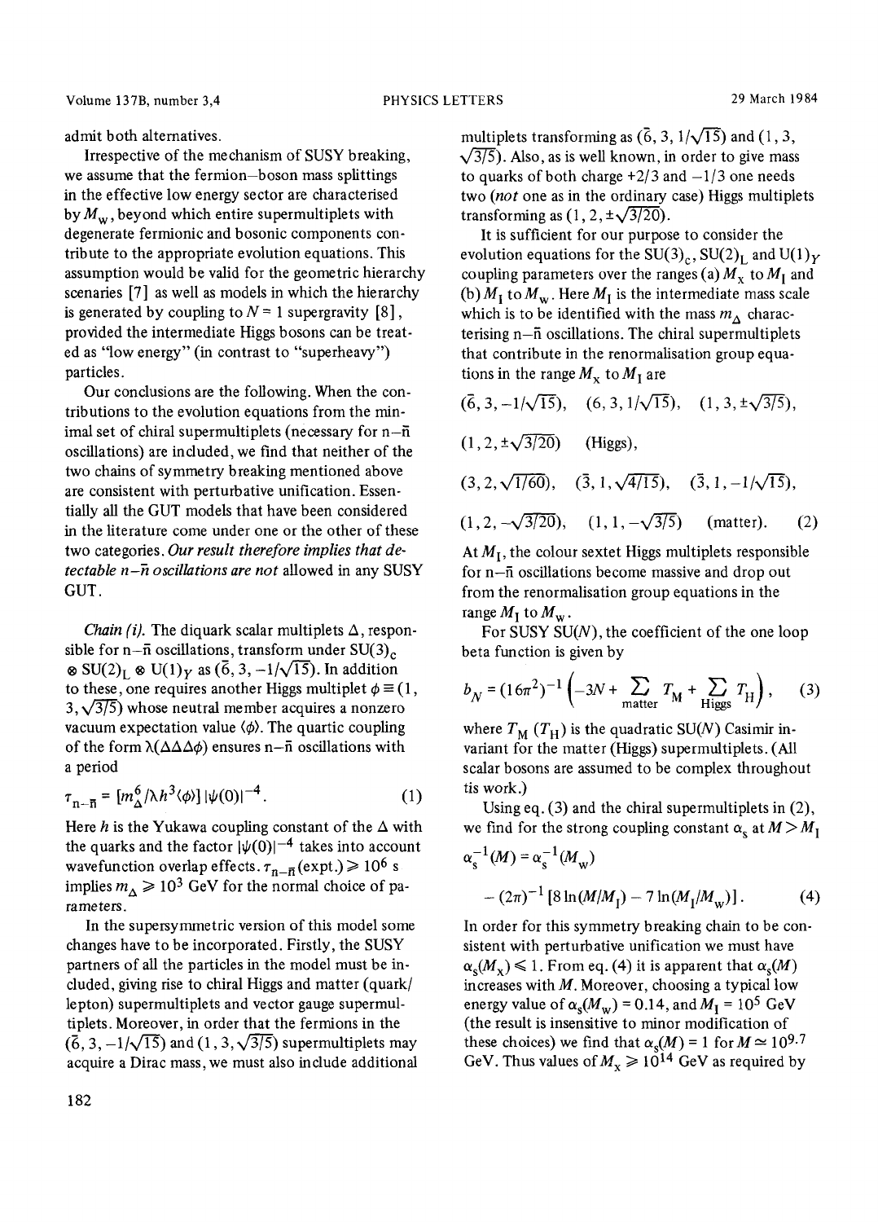admit both alternatives.

Irrespective of the mechanism of SUSY breaking, we assume that the fermion–boson mass splittings in the effective low energy sector are characterised by $M_W$, beyond which entire supermultiplets with degenerate fermionic and bosonic components contribute to the appropriate evolution equations. This assumption would be valid for the geometric hierarchy scenarios [7] as well as models in which the hierarchy is generated by coupling to $N = 1$ supergravity [8], provided the intermediate Higgs bosons can be treated as "low energy" (in contrast to "superheavy") particles.

Our conclusions are the following. When the contributions to the evolution equations from the minimal set of chiral supermultiplets (necessary for n–$\bar{\text{n}}$ oscillations) are included, we find that neither of the two chains of symmetry breaking mentioned above are consistent with perturbative unification. Essentially all the GUT models that have been considered in the literature come under one or the other of these two categories. *Our result therefore implies that detectable n–$\bar{n}$ oscillations are not* allowed in any SUSY GUT.

*Chain (i).* The diquark scalar multiplets $\Delta$, responsible for n–$\bar{\text{n}}$ oscillations, transform under $SU(3)_c \otimes SU(2)_L \otimes U(1)_Y$ as $(\bar{6}, 3, -1/\sqrt{15})$. In addition to these, one requires another Higgs multiplet $\phi \equiv (1, 3, \sqrt{3/5})$ whose neutral member acquires a nonzero vacuum expectation value $\langle\phi\rangle$. The quartic coupling of the form $\lambda(\Delta\Delta\Delta\phi)$ ensures n–$\bar{\text{n}}$ oscillations with a period

$$\tau_{\text{n}-\bar{\text{n}}} = [m_\Delta^6/\lambda h^3 \langle\phi\rangle] \, |\psi(0)|^{-4} . \tag{1}$$

Here $h$ is the Yukawa coupling constant of the $\Delta$ with the quarks and the factor $|\psi(0)|^{-4}$ takes into account wavefunction overlap effects. $\tau_{\text{n}-\bar{\text{n}}}(\text{expt.}) \geqslant 10^6$ s implies $m_\Delta \geqslant 10^3$ GeV for the normal choice of parameters.

In the supersymmetric version of this model some changes have to be incorporated. Firstly, the SUSY partners of all the particles in the model must be included, giving rise to chiral Higgs and matter (quark/lepton) supermultiplets and vector gauge supermultiplets. Moreover, in order that the fermions in the $(\bar{6}, 3, -1/\sqrt{15})$ and $(1, 3, \sqrt{3/5})$ supermultiplets may acquire a Dirac mass, we must also include additional multiplets transforming as $(6, 3, 1/\sqrt{15})$ and $(1, 3, \sqrt{3/5})$. Also, as is well known, in order to give mass to quarks of both charge +2/3 and −1/3 one needs two (*not* one as in the ordinary case) Higgs multiplets transforming as $(1, 2, \pm\sqrt{3/20})$.

It is sufficient for our purpose to consider the evolution equations for the $SU(3)_c$, $SU(2)_L$ and $U(1)_Y$ coupling parameters over the ranges (a) $M_X$ to $M_I$ and (b) $M_I$ to $M_W$. Here $M_I$ is the intermediate mass scale which is to be identified with the mass $m_\Delta$ characterising n–$\bar{\text{n}}$ oscillations. The chiral supermultiplets that contribute in the renormalisation group equations in the range $M_X$ to $M_I$ are

$$(\bar{6}, 3, -1/\sqrt{15}), \quad (6, 3, 1/\sqrt{15}), \quad (1, 3, \pm\sqrt{3/5}),$$

$$(1, 2, \pm\sqrt{3/20}) \quad \text{(Higgs)},$$

$$(3, 2, \sqrt{1/60}), \quad (\bar{3}, 1, \sqrt{4/15}), \quad (\bar{3}, 1, -1/\sqrt{15}),$$

$$(1, 2, -\sqrt{3/20}), \quad (1, 1, -\sqrt{3/5}) \quad \text{(matter)}. \tag{2}$$

At $M_I$, the colour sextet Higgs multiplets responsible for n–$\bar{\text{n}}$ oscillations become massive and drop out from the renormalisation group equations in the range $M_I$ to $M_W$.

For SUSY SU($N$), the coefficient of the one loop beta function is given by

$$b_N = (16\pi^2)^{-1} \Big( -3N + \sum_{\text{matter}} T_M + \sum_{\text{Higgs}} T_H \Big) , \tag{3}$$

where $T_M$ ($T_H$) is the quadratic SU($N$) Casimir invariant for the matter (Higgs) supermultiplets. (All scalar bosons are assumed to be complex throughout tis work.)

Using eq. (3) and the chiral supermultiplets in (2), we find for the strong coupling constant $\alpha_s$ at $M > M_I$

$$\alpha_s^{-1}(M) = \alpha_s^{-1}(M_W) - (2\pi)^{-1} [8 \ln(M/M_I) - 7 \ln(M_I/M_W)] . \tag{4}$$

In order for this symmetry breaking chain to be consistent with perturbative unification we must have $\alpha_s(M_X) \leqslant 1$. From eq. (4) it is apparent that $\alpha_s(M)$ increases with $M$. Moreover, choosing a typical low energy value of $\alpha_s(M_W) = 0.14$, and $M_I = 10^5$ GeV (the result is insensitive to minor modification of these choices) we find that $\alpha_s(M) = 1$ for $M \simeq 10^{9.7}$ GeV. Thus values of $M_X \geqslant 10^{14}$ GeV as required by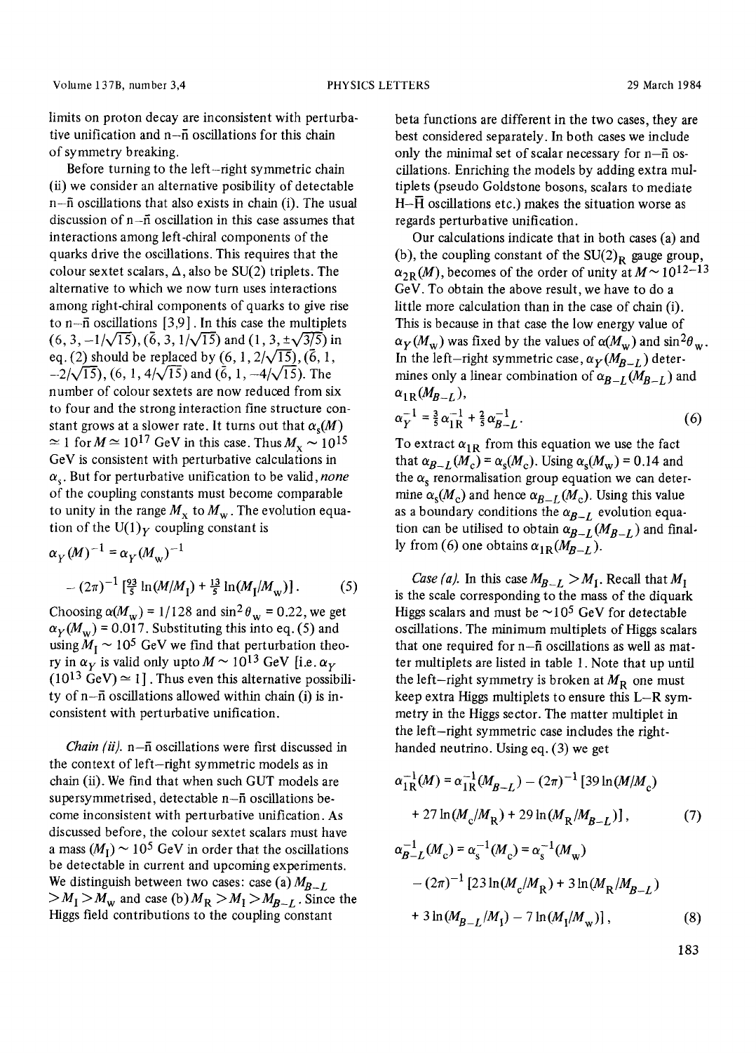limits on proton decay are inconsistent with perturbative unification and n–n̄ oscillations for this chain of symmetry breaking.

Before turning to the left–right symmetric chain (ii) we consider an alternative posibility of detectable n–n̄ oscillations that also exists in chain (i). The usual discussion of n–n̄ oscillation in this case assumes that interactions among left-chiral components of the quarks drive the oscillations. This requires that the colour sextet scalars, $\Delta$, also be SU(2) triplets. The alternative to which we now turn uses interactions among right-chiral components of quarks to give rise to n–n̄ oscillations [3,9]. In this case the multiplets $(6, 3, -1/\sqrt{15})$, $(\bar{6}, 3, 1/\sqrt{15})$ and $(1, 3, \pm\sqrt{3/5})$ in eq. (2) should be replaced by $(6, 1, 2/\sqrt{15})$, $(\bar{6}, 1, -2/\sqrt{15})$, $(6, 1, 4/\sqrt{15})$ and $(\bar{6}, 1, -4/\sqrt{15})$. The number of colour sextets are now reduced from six to four and the strong interaction fine structure constant grows at a slower rate. It turns out that $\alpha_s(M) \simeq 1$ for $M \simeq 10^{17}$ GeV in this case. Thus $M_X \sim 10^{15}$ GeV is consistent with perturbative calculations in $\alpha_s$. But for perturbative unification to be valid, *none* of the coupling constants must become comparable to unity in the range $M_X$ to $M_W$. The evolution equation of the $U(1)_Y$ coupling constant is

$$
\alpha_Y(M)^{-1} = \alpha_Y(M_W)^{-1} - (2\pi)^{-1}\left[\tfrac{93}{5}\ln(M/M_I) + \tfrac{13}{5}\ln(M_I/M_W)\right]. \tag{5}
$$

Choosing $\alpha(M_W) = 1/128$ and $\sin^2\theta_W = 0.22$, we get $\alpha_Y(M_W) = 0.017$. Substituting this into eq. (5) and using $M_I \sim 10^5$ GeV we find that perturbation theory in $\alpha_Y$ is valid only upto $M \sim 10^{13}$ GeV [i.e. $\alpha_Y(10^{13}\text{ GeV}) \simeq 1$]. Thus even this alternative possibility of n–n̄ oscillations allowed within chain (i) is inconsistent with perturbative unification.

*Chain (ii).* n–n̄ oscillations were first discussed in the context of left–right symmetric models as in chain (ii). We find that when such GUT models are supersymmetrised, detectable n–n̄ oscillations become inconsistent with perturbative unification. As discussed before, the colour sextet scalars must have a mass $(M_I) \sim 10^5$ GeV in order that the oscillations be detectable in current and upcoming experiments. We distinguish between two cases: case (a) $M_{B-L} > M_I > M_W$ and case (b) $M_R > M_I > M_{B-L}$. Since the Higgs field contributions to the coupling constant beta functions are different in the two cases, they are best considered separately. In both cases we include only the minimal set of scalar necessary for n–n̄ oscillations. Enriching the models by adding extra multiplets (pseudo Goldstone bosons, scalars to mediate H–H̄ oscillations etc.) makes the situation worse as regards perturbative unification.

Our calculations indicate that in both cases (a) and (b), the coupling constant of the $SU(2)_R$ gauge group, $\alpha_{2R}(M)$, becomes of the order of unity at $M \sim 10^{12-13}$ GeV. To obtain the above result, we have to do a little more calculation than in the case of chain (i). This is because in that case the low energy value of $\alpha_Y(M_W)$ was fixed by the values of $\alpha(M_W)$ and $\sin^2\theta_W$. In the left–right symmetric case, $\alpha_Y(M_{B-L})$ determines only a linear combination of $\alpha_{B-L}(M_{B-L})$ and $\alpha_{1R}(M_{B-L})$,

$$
\alpha_Y^{-1} = \tfrac{3}{5}\alpha_{1R}^{-1} + \tfrac{2}{5}\alpha_{B-L}^{-1}. \tag{6}
$$

To extract $\alpha_{1R}$ from this equation we use the fact that $\alpha_{B-L}(M_c) = \alpha_s(M_c)$. Using $\alpha_s(M_W) = 0.14$ and the $\alpha_s$ renormalisation group equation we can determine $\alpha_s(M_c)$ and hence $\alpha_{B-L}(M_c)$. Using this value as a boundary conditions the $\alpha_{B-L}$ evolution equation can be utilised to obtain $\alpha_{B-L}(M_{B-L})$ and finally from (6) one obtains $\alpha_{1R}(M_{B-L})$.

*Case (a).* In this case $M_{B-L} > M_I$. Recall that $M_I$ is the scale corresponding to the mass of the diquark Higgs scalars and must be $\sim 10^5$ GeV for detectable oscillations. The minimum multiplets of Higgs scalars that one required for n–n̄ oscillations as well as matter multiplets are listed in table 1. Note that up until the left–right symmetry is broken at $M_R$ one must keep extra Higgs multiplets to ensure this L–R symmetry in the Higgs sector. The matter multiplet in the left–right symmetric case includes the right-handed neutrino. Using eq. (3) we get

$$
\alpha_{1R}^{-1}(M) = \alpha_{1R}^{-1}(M_{B-L}) - (2\pi)^{-1}\left[39\ln(M/M_c) + 27\ln(M_c/M_R) + 29\ln(M_R/M_{B-L})\right], \tag{7}
$$

$$
\alpha_{B-L}^{-1}(M_c) = \alpha_s^{-1}(M_c) = \alpha_s^{-1}(M_W) - (2\pi)^{-1}\left[23\ln(M_c/M_R) + 3\ln(M_R/M_{B-L}) + 3\ln(M_{B-L}/M_I) - 7\ln(M_I/M_W)\right], \tag{8}
$$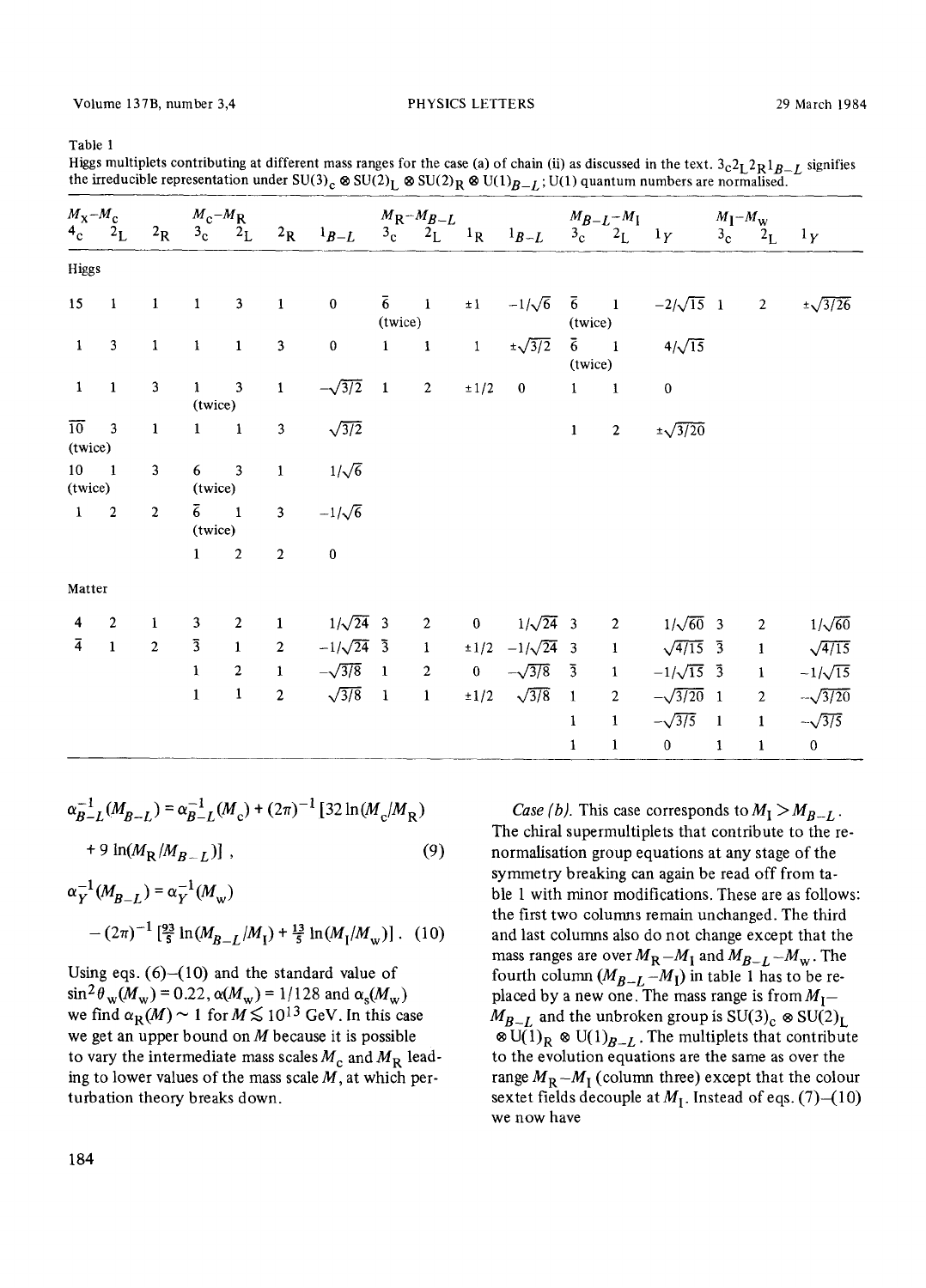Table 1
Higgs multiplets contributing at different mass ranges for the case (a) of chain (ii) as discussed in the text. $3_c 2_L 2_R 1_{B-L}$ signifies the irreducible representation under $SU(3)_c \otimes SU(2)_L \otimes SU(2)_R \otimes U(1)_{B-L}$; U(1) quantum numbers are normalised.

| $M_X - M_c$ | | | $M_c - M_R$ | | | | $M_R - M_{B-L}$ | | | | $M_{B-L} - M_I$ | | | $M_I - M_W$ | | |
|---|---|---|---|---|---|---|---|---|---|---|---|---|---|---|---|---|
| $4_c$ | $2_L$ | $2_R$ | $3_c$ | $2_L$ | $2_R$ | $1_{B-L}$ | $3_c$ | $2_L$ | $1_R$ | $1_{B-L}$ | $3_c$ | $2_L$ | $1_Y$ | $3_c$ | $2_L$ | $1_Y$ |
| Higgs | | | | | | | | | | | | | | | | |
| 15 | 1 | 1 | 1 | 3 | 1 | 0 | $\bar{6}$ (twice) | 1 | $\pm 1$ | $-1/\sqrt{6}$ | $\bar{6}$ (twice) | 1 | $-2/\sqrt{15}$ | 1 | 2 | $\pm\sqrt{3/26}$ |
| 1 | 3 | 1 | 1 | 1 | 3 | 0 | 1 | 1 | 1 | $\pm\sqrt{3/2}$ | $\bar{6}$ (twice) | 1 | $4/\sqrt{15}$ | | | |
| 1 | 1 | 3 | 1 (twice) | 3 | 1 | $-\sqrt{3/2}$ | 1 | 2 | $\pm 1/2$ | 0 | 1 | 1 | 0 | | | |
| $\overline{10}$ (twice) | 3 | 1 | 1 | 1 | 3 | $\sqrt{3/2}$ | | | | | 1 | 2 | $\pm\sqrt{3/20}$ | | | |
| 10 (twice) | 1 | 3 | 6 (twice) | 3 | 1 | $1/\sqrt{6}$ | | | | | | | | | | |
| 1 | 2 | 2 | $\bar{6}$ (twice) | 1 | 3 | $-1/\sqrt{6}$ | | | | | | | | | | |
| | | | 1 | 2 | 2 | 0 | | | | | | | | | | |
| Matter | | | | | | | | | | | | | | | | |
| 4 | 2 | 1 | 3 | 2 | 1 | $1/\sqrt{24}$ | 3 | 2 | 0 | $1/\sqrt{24}$ | 3 | 2 | $1/\sqrt{60}$ | 3 | 2 | $1/\sqrt{60}$ |
| $\bar{4}$ | 1 | 2 | $\bar{3}$ | 1 | 2 | $-1/\sqrt{24}$ | $\bar{3}$ | 1 | $\pm 1/2$ | $-1/\sqrt{24}$ | 3 | 1 | $\sqrt{4/15}$ | $\bar{3}$ | 1 | $\sqrt{4/15}$ |
| | | | 1 | 2 | 1 | $-\sqrt{3/8}$ | 1 | 2 | 0 | $-\sqrt{3/8}$ | $\bar{3}$ | 1 | $-1/\sqrt{15}$ | $\bar{3}$ | 1 | $-1/\sqrt{15}$ |
| | | | 1 | 1 | 2 | $\sqrt{3/8}$ | 1 | 1 | $\pm 1/2$ | $\sqrt{3/8}$ | 1 | 2 | $-\sqrt{3/20}$ | 1 | 2 | $-\sqrt{3/20}$ |
| | | | | | | | | | | | 1 | 1 | $-\sqrt{3/5}$ | 1 | 1 | $-\sqrt{3/5}$ |
| | | | | | | | | | | | 1 | 1 | 0 | 1 | 1 | 0 |

$$\alpha_{B-L}^{-1}(M_{B-L}) = \alpha_{B-L}^{-1}(M_c) + (2\pi)^{-1}[32\ln(M_c/M_R) + 9\ln(M_R/M_{B-L})]\,, \tag{9}$$

$$\alpha_Y^{-1}(M_{B-L}) = \alpha_Y^{-1}(M_w) - (2\pi)^{-1}[\tfrac{93}{5}\ln(M_{B-L}/M_I) + \tfrac{13}{5}\ln(M_I/M_w)]\,. \tag{10}$$

Using eqs. (6)–(10) and the standard value of $\sin^2\theta_w(M_w) = 0.22$, $\alpha(M_w) = 1/128$ and $\alpha_s(M_w)$ we find $\alpha_R(M) \sim 1$ for $M \lesssim 10^{13}$ GeV. In this case we get an upper bound on $M$ because it is possible to vary the intermediate mass scales $M_c$ and $M_R$ leading to lower values of the mass scale $M$, at which perturbation theory breaks down.

*Case (b).* This case corresponds to $M_I > M_{B-L}$. The chiral supermultiplets that contribute to the renormalisation group equations at any stage of the symmetry breaking can again be read off from table 1 with minor modifications. These are as follows: the first two columns remain unchanged. The third and last columns also do not change except that the mass ranges are over $M_R - M_I$ and $M_{B-L} - M_w$. The fourth column ($M_{B-L} - M_I$) in table 1 has to be replaced by a new one. The mass range is from $M_I - M_{B-L}$ and the unbroken group is $SU(3)_c \otimes SU(2)_L \otimes U(1)_R \otimes U(1)_{B-L}$. The multiplets that contribute to the evolution equations are the same as over the range $M_R - M_I$ (column three) except that the colour sextet fields decouple at $M_I$. Instead of eqs. (7)–(10) we now have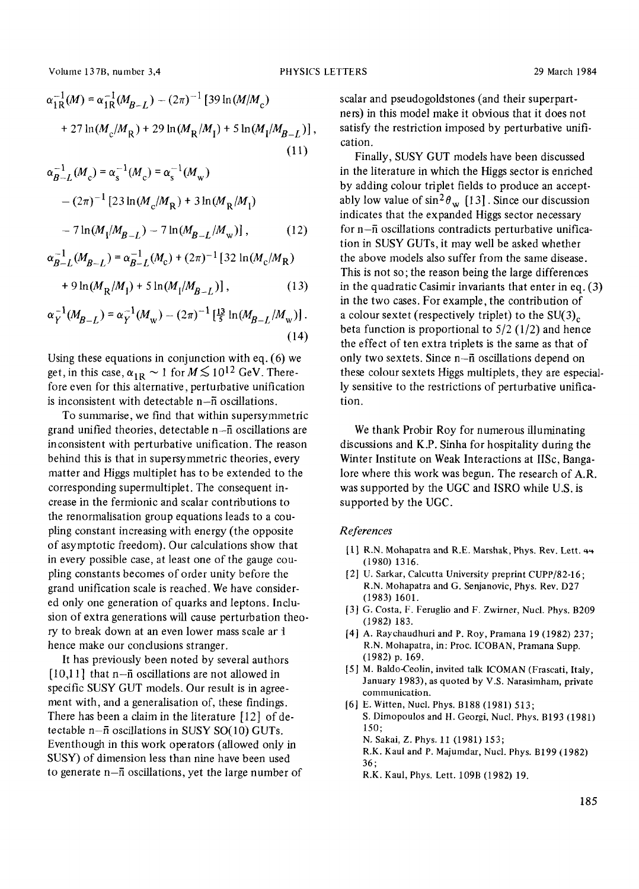$$\alpha_{1R}^{-1}(M) = \alpha_{1R}^{-1}(M_{B-L}) - (2\pi)^{-1}\,[39\ln(M/M_c) + 27\ln(M_c/M_R) + 29\ln(M_R/M_I) + 5\ln(M_I/M_{B-L})]\,, \tag{11}$$

$$\alpha_{B-L}^{-1}(M_c) = \alpha_s^{-1}(M_c) = \alpha_s^{-1}(M_w) - (2\pi)^{-1}\,[23\ln(M_c/M_R) + 3\ln(M_R/M_I) - 7\ln(M_I/M_{B-L}) - 7\ln(M_{B-L}/M_w)]\,, \tag{12}$$

$$\alpha_{B-L}^{-1}(M_{B-L}) = \alpha_{B-L}^{-1}(M_c) + (2\pi)^{-1}\,[32\ln(M_c/M_R) + 9\ln(M_R/M_I) + 5\ln(M_I/M_{B-L})]\,, \tag{13}$$

$$\alpha_Y^{-1}(M_{B-L}) = \alpha_Y^{-1}(M_w) - (2\pi)^{-1}\,[\tfrac{13}{5}\ln(M_{B-L}/M_w)]\,. \tag{14}$$

Using these equations in conjunction with eq. (6) we get, in this case, $\alpha_{1R} \sim 1$ for $M \lesssim 10^{12}$ GeV. Therefore even for this alternative, perturbative unification is inconsistent with detectable n–n̄ oscillations.

To summarise, we find that within supersymmetric grand unified theories, detectable n–n̄ oscillations are inconsistent with perturbative unification. The reason behind this is that in supersymmetric theories, every matter and Higgs multiplet has to be extended to the corresponding supermultiplet. The consequent increase in the fermionic and scalar contributions to the renormalisation group equations leads to a coupling constant increasing with energy (the opposite of asymptotic freedom). Our calculations show that in every possible case, at least one of the gauge coupling constants becomes of order unity before the grand unification scale is reached. We have considered only one generation of quarks and leptons. Inclusion of extra generations will cause perturbation theory to break down at an even lower mass scale and hence make our conclusions stranger.

It has previously been noted by several authors [10,11] that n–n̄ oscillations are not allowed in specific SUSY GUT models. Our result is in agreement with, and a generalisation of, these findings. There has been a claim in the literature [12] of detectable n–n̄ oscillations in SUSY SO(10) GUTs. Eventhough in this work operators (allowed only in SUSY) of dimension less than nine have been used to generate n–n̄ oscillations, yet the large number of scalar and pseudogoldstones (and their superpartners) in this model make it obvious that it does not satisfy the restriction imposed by perturbative unification.

Finally, SUSY GUT models have been discussed in the literature in which the Higgs sector is enriched by adding colour triplet fields to produce an acceptably low value of $\sin^2\theta_w$ [13]. Since our discussion indicates that the expanded Higgs sector necessary for n–n̄ oscillations contradicts perturbative unification in SUSY GUTs, it may well be asked whether the above models also suffer from the same disease. This is not so; the reason being the large differences in the quadratic Casimir invariants that enter in eq. (3) in the two cases. For example, the contribution of a colour sextet (respectively triplet) to the $SU(3)_c$ beta function is proportional to 5/2 (1/2) and hence the effect of ten extra triplets is the same as that of only two sextets. Since n–n̄ oscillations depend on these colour sextets Higgs multiplets, they are especially sensitive to the restrictions of perturbative unification.

We thank Probir Roy for numerous illuminating discussions and K.P. Sinha for hospitality during the Winter Institute on Weak Interactions at IISc, Bangalore where this work was begun. The research of A.R. was supported by the UGC and ISRO while U.S. is supported by the UGC.

### References

[1] R.N. Mohapatra and R.E. Marshak, Phys. Rev. Lett. 44 (1980) 1316.

[2] U. Sarkar, Calcutta University preprint CUPP/82-16; R.N. Mohapatra and G. Senjanovic, Phys. Rev. D27 (1983) 1601.

[3] G. Costa, F. Feruglio and F. Zwirner, Nucl. Phys. B209 (1982) 183.

[4] A. Raychaudhuri and P. Roy, Pramana 19 (1982) 237; R.N. Mohapatra, in: Proc. ICOBAN, Pramana Supp. (1982) p. 169.

[5] M. Baldo-Ceolin, invited talk ICOMAN (Frascati, Italy, January 1983), as quoted by V.S. Narasimham, private communication.

[6] E. Witten, Nucl. Phys. B188 (1981) 513; S. Dimopoulos and H. Georgi, Nucl. Phys. B193 (1981) 150; N. Sakai, Z. Phys. 11 (1981) 153; R.K. Kaul and P. Majumdar, Nucl. Phys. B199 (1982) 36; R.K. Kaul, Phys. Lett. 109B (1982) 19.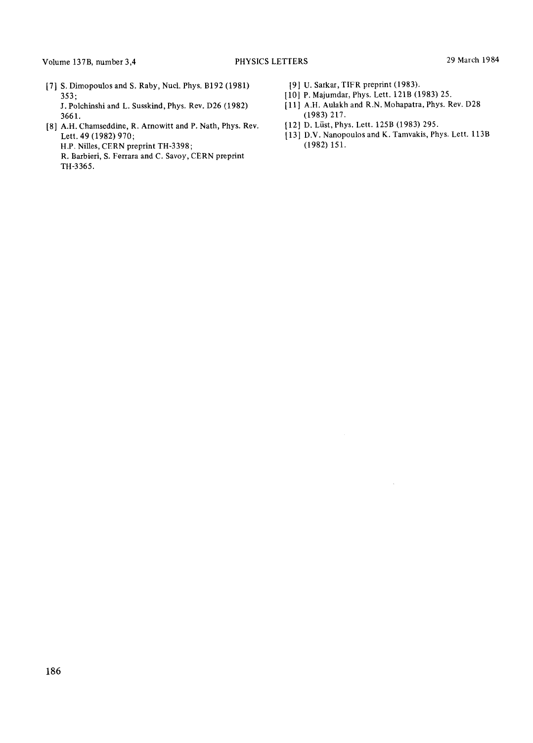[7] S. Dimopoulos and S. Raby, Nucl. Phys. B192 (1981) 353;
J. Polchinshi and L. Susskind, Phys. Rev. D26 (1982) 3661.

[8] A.H. Chamseddine, R. Arnowitt and P. Nath, Phys. Rev. Lett. 49 (1982) 970;
H.P. Nilles, CERN preprint TH-3398;
R. Barbieri, S. Ferrara and C. Savoy, CERN preprint TH-3365.

[9] U. Sarkar, TIFR preprint (1983).

[10] P. Majumdar, Phys. Lett. 121B (1983) 25.

[11] A.H. Aulakh and R.N. Mohapatra, Phys. Rev. D28 (1983) 217.

[12] D. Lüst, Phys. Lett. 125B (1983) 295.

[13] D.V. Nanopoulos and K. Tamvakis, Phys. Lett. 113B (1982) 151.